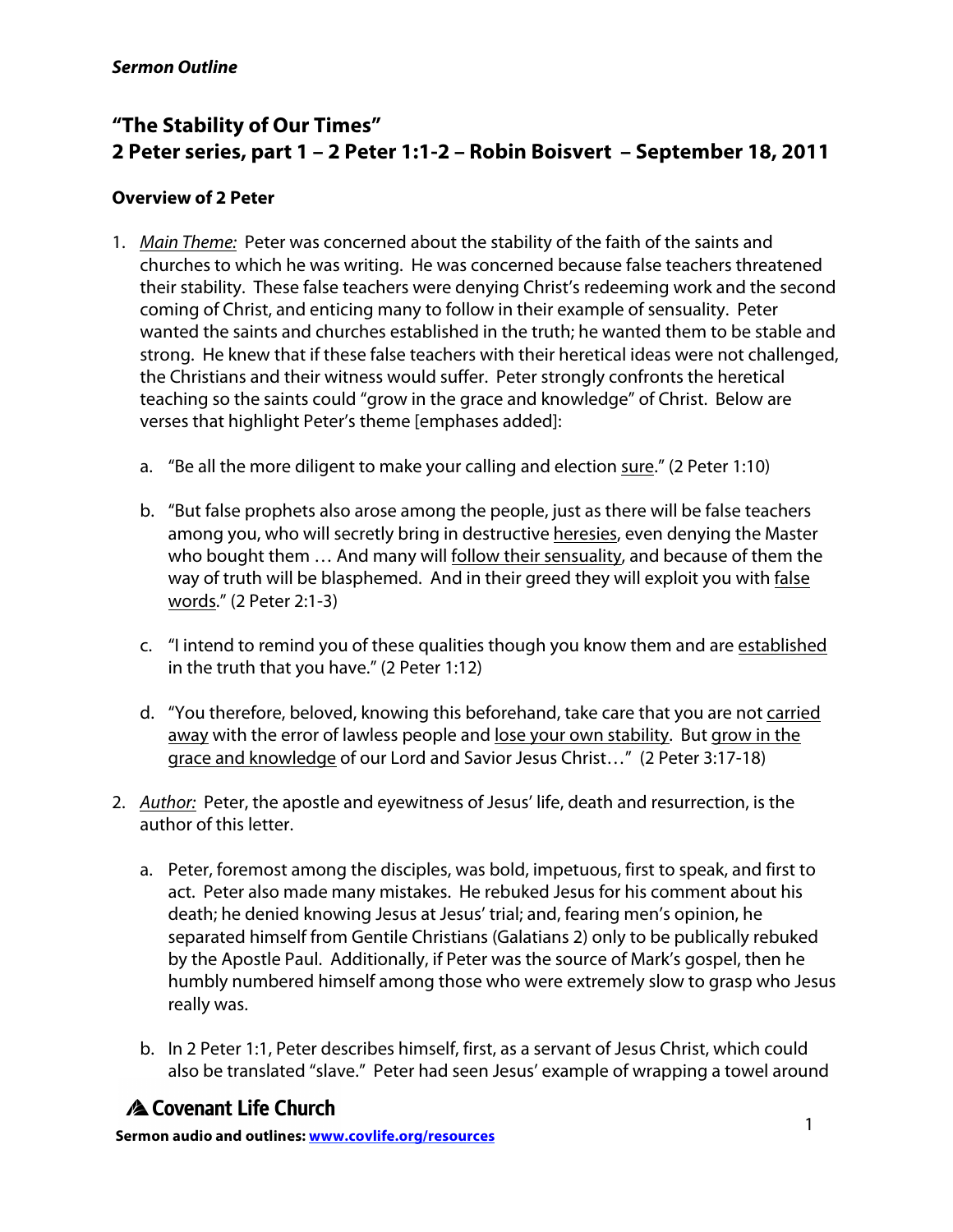*Sermon Outline*

# "The Stability of Our Times"
# 2 Peter series, part 1 – 2 Peter 1:1-2 – Robin Boisvert – September 18, 2011

**Overview of 2 Peter**

1. *Main Theme:* Peter was concerned about the stability of the faith of the saints and churches to which he was writing. He was concerned because false teachers threatened their stability. These false teachers were denying Christ's redeeming work and the second coming of Christ, and enticing many to follow in their example of sensuality. Peter wanted the saints and churches established in the truth; he wanted them to be stable and strong. He knew that if these false teachers with their heretical ideas were not challenged, the Christians and their witness would suffer. Peter strongly confronts the heretical teaching so the saints could "grow in the grace and knowledge" of Christ. Below are verses that highlight Peter's theme [emphases added]:

   a. "Be all the more diligent to make your calling and election <u>sure</u>." (2 Peter 1:10)

   b. "But false prophets also arose among the people, just as there will be false teachers among you, who will secretly bring in destructive <u>heresies</u>, even denying the Master who bought them … And many will <u>follow their sensuality</u>, and because of them the way of truth will be blasphemed. And in their greed they will exploit you with <u>false words</u>." (2 Peter 2:1-3)

   c. "I intend to remind you of these qualities though you know them and are <u>established</u> in the truth that you have." (2 Peter 1:12)

   d. "You therefore, beloved, knowing this beforehand, take care that you are not <u>carried away</u> with the error of lawless people and <u>lose your own stability</u>. But <u>grow in the grace and knowledge</u> of our Lord and Savior Jesus Christ…" (2 Peter 3:17-18)

2. *Author:* Peter, the apostle and eyewitness of Jesus' life, death and resurrection, is the author of this letter.

   a. Peter, foremost among the disciples, was bold, impetuous, first to speak, and first to act. Peter also made many mistakes. He rebuked Jesus for his comment about his death; he denied knowing Jesus at Jesus' trial; and, fearing men's opinion, he separated himself from Gentile Christians (Galatians 2) only to be publically rebuked by the Apostle Paul. Additionally, if Peter was the source of Mark's gospel, then he humbly numbered himself among those who were extremely slow to grasp who Jesus really was.

   b. In 2 Peter 1:1, Peter describes himself, first, as a servant of Jesus Christ, which could also be translated "slave." Peter had seen Jesus' example of wrapping a towel around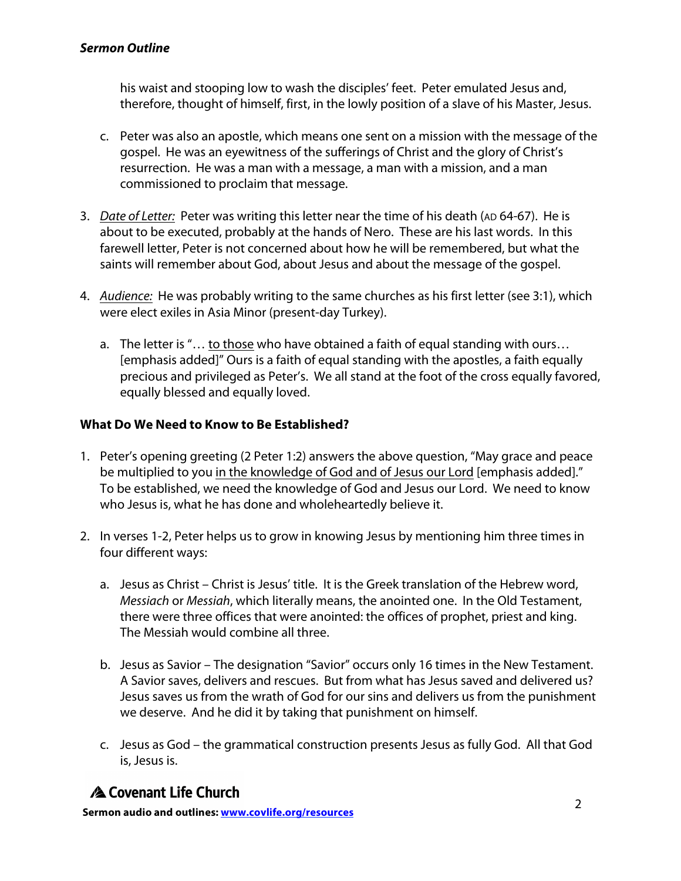his waist and stooping low to wash the disciples' feet. Peter emulated Jesus and, therefore, thought of himself, first, in the lowly position of a slave of his Master, Jesus.

c. Peter was also an apostle, which means one sent on a mission with the message of the gospel. He was an eyewitness of the sufferings of Christ and the glory of Christ's resurrection. He was a man with a message, a man with a mission, and a man commissioned to proclaim that message.

3. *Date of Letter:* Peter was writing this letter near the time of his death (AD 64-67). He is about to be executed, probably at the hands of Nero. These are his last words. In this farewell letter, Peter is not concerned about how he will be remembered, but what the saints will remember about God, about Jesus and about the message of the gospel.

4. *Audience:* He was probably writing to the same churches as his first letter (see 3:1), which were elect exiles in Asia Minor (present-day Turkey).

   a. The letter is "… <u>to those</u> who have obtained a faith of equal standing with ours… [emphasis added]" Ours is a faith of equal standing with the apostles, a faith equally precious and privileged as Peter's. We all stand at the foot of the cross equally favored, equally blessed and equally loved.

**What Do We Need to Know to Be Established?**

1. Peter's opening greeting (2 Peter 1:2) answers the above question, "May grace and peace be multiplied to you <u>in the knowledge of God and of Jesus our Lord</u> [emphasis added]." To be established, we need the knowledge of God and Jesus our Lord. We need to know who Jesus is, what he has done and wholeheartedly believe it.

2. In verses 1-2, Peter helps us to grow in knowing Jesus by mentioning him three times in four different ways:

   a. Jesus as Christ – Christ is Jesus' title. It is the Greek translation of the Hebrew word, *Messiach* or *Messiah*, which literally means, the anointed one. In the Old Testament, there were three offices that were anointed: the offices of prophet, priest and king. The Messiah would combine all three.

   b. Jesus as Savior – The designation "Savior" occurs only 16 times in the New Testament. A Savior saves, delivers and rescues. But from what has Jesus saved and delivered us? Jesus saves us from the wrath of God for our sins and delivers us from the punishment we deserve. And he did it by taking that punishment on himself.

   c. Jesus as God – the grammatical construction presents Jesus as fully God. All that God is, Jesus is.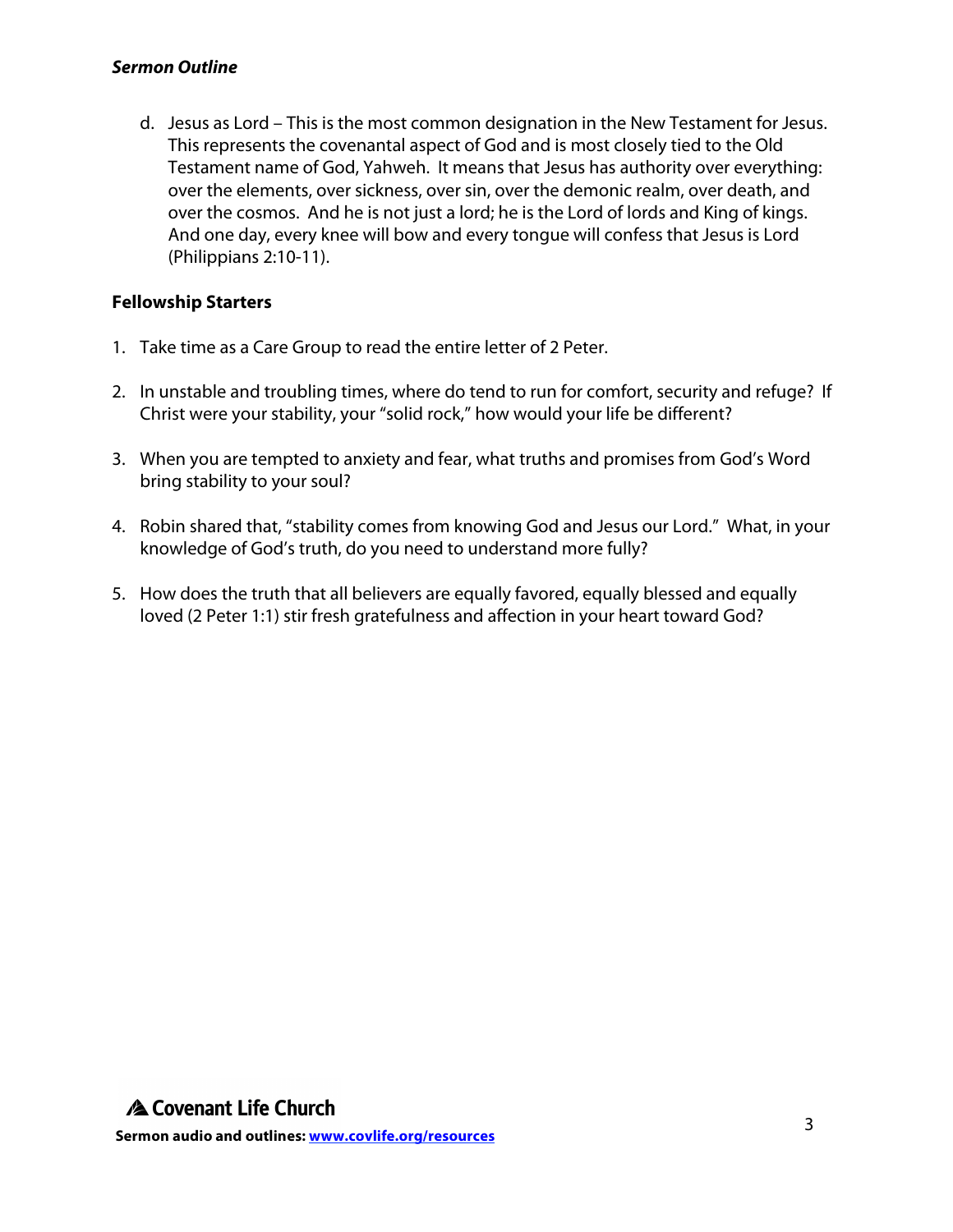d. Jesus as Lord – This is the most common designation in the New Testament for Jesus. This represents the covenantal aspect of God and is most closely tied to the Old Testament name of God, Yahweh. It means that Jesus has authority over everything: over the elements, over sickness, over sin, over the demonic realm, over death, and over the cosmos. And he is not just a lord; he is the Lord of lords and King of kings. And one day, every knee will bow and every tongue will confess that Jesus is Lord (Philippians 2:10-11).

**Fellowship Starters**

1. Take time as a Care Group to read the entire letter of 2 Peter.

2. In unstable and troubling times, where do tend to run for comfort, security and refuge? If Christ were your stability, your "solid rock," how would your life be different?

3. When you are tempted to anxiety and fear, what truths and promises from God's Word bring stability to your soul?

4. Robin shared that, "stability comes from knowing God and Jesus our Lord." What, in your knowledge of God's truth, do you need to understand more fully?

5. How does the truth that all believers are equally favored, equally blessed and equally loved (2 Peter 1:1) stir fresh gratefulness and affection in your heart toward God?